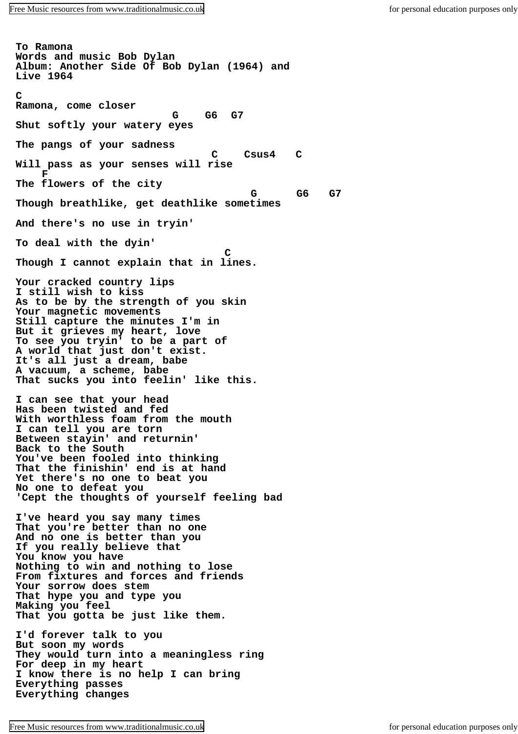**To Ramona**
**Words and music Bob Dylan**
**Album: Another Side Of Bob Dylan (1964) and Live 1964**

```
C
Ramona, come closer
                         G    G6  G7
Shut softly your watery eyes

The pangs of your sadness
                               C    Csus4   C
Will pass as your senses will rise
    F
The flowers of the city
                                     G      G6   G7
Though breathlike, get deathlike sometimes

And there's no use in tryin'

To deal with the dyin'
                                 C
Though I cannot explain that in lines.
```

**Your cracked country lips**
**I still wish to kiss**
**As to be by the strength of you skin**
**Your magnetic movements**
**Still capture the minutes I'm in**
**But it grieves my heart, love**
**To see you tryin' to be a part of**
**A world that just don't exist.**
**It's all just a dream, babe**
**A vacuum, a scheme, babe**
**That sucks you into feelin' like this.**

**I can see that your head**
**Has been twisted and fed**
**With worthless foam from the mouth**
**I can tell you are torn**
**Between stayin' and returnin'**
**Back to the South**
**You've been fooled into thinking**
**That the finishin' end is at hand**
**Yet there's no one to beat you**
**No one to defeat you**
**'Cept the thoughts of yourself feeling bad**

**I've heard you say many times**
**That you're better than no one**
**And no one is better than you**
**If you really believe that**
**You know you have**
**Nothing to win and nothing to lose**
**From fixtures and forces and friends**
**Your sorrow does stem**
**That hype you and type you**
**Making you feel**
**That you gotta be just like them.**

**I'd forever talk to you**
**But soon my words**
**They would turn into a meaningless ring**
**For deep in my heart**
**I know there is no help I can bring**
**Everything passes**
**Everything changes**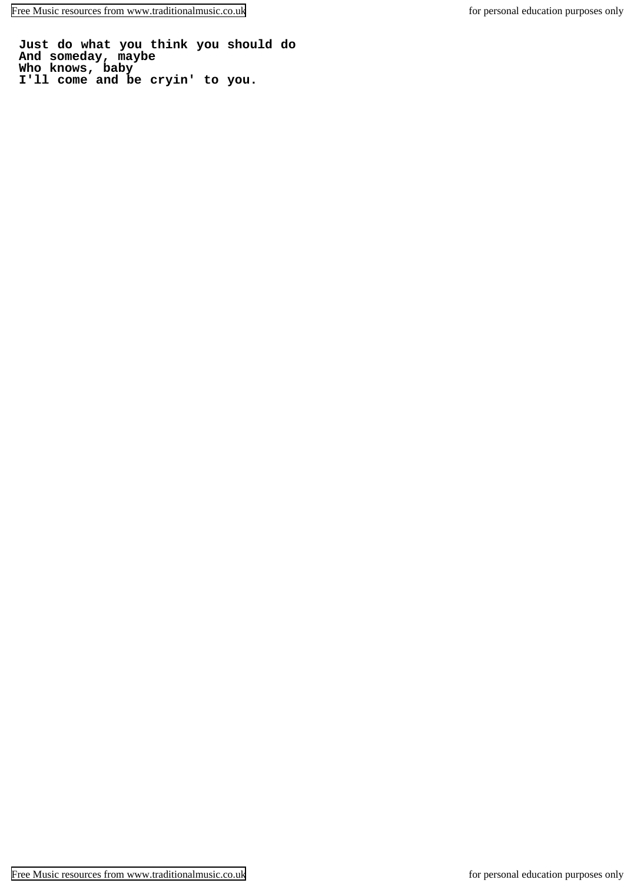**Just do what you think you should do**
**And someday, maybe**
**Who knows, baby**
**I'll come and be cryin' to you.**